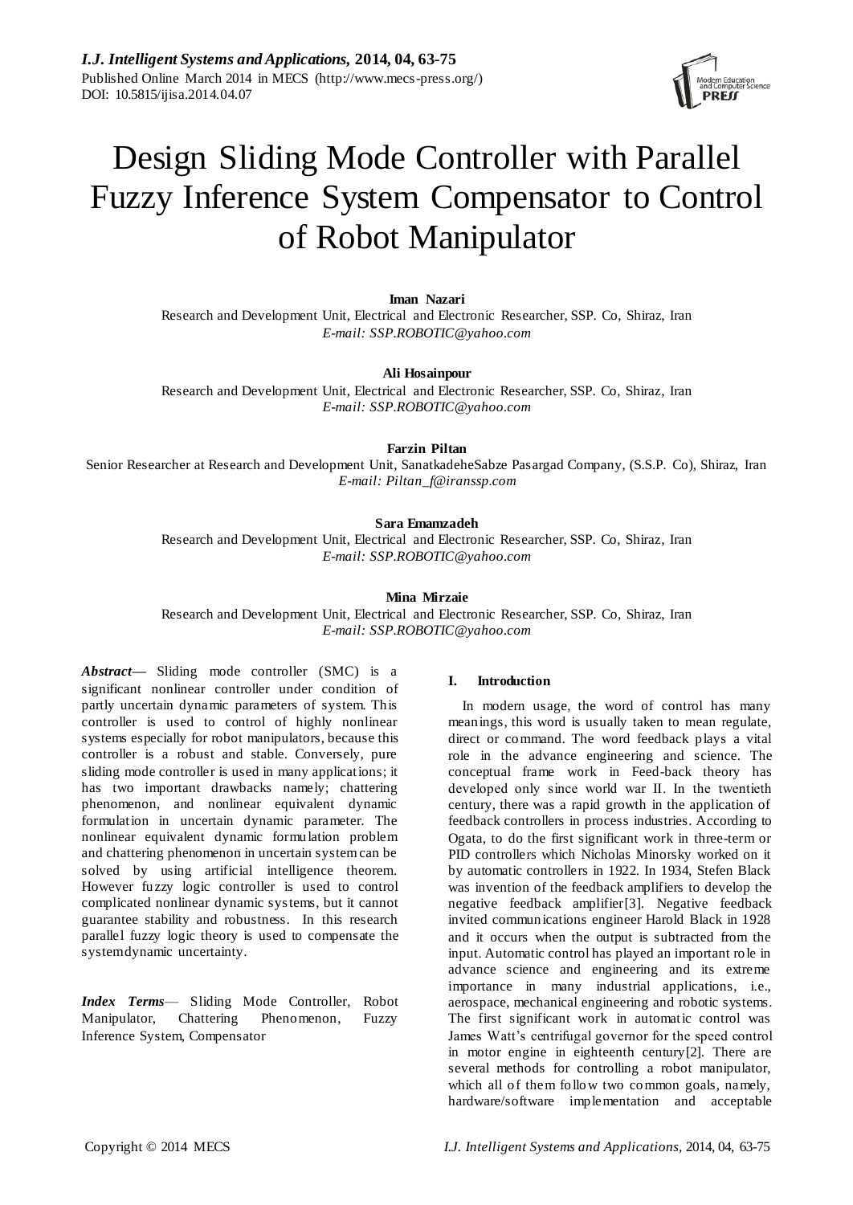# Design Sliding Mode Controller with Parallel Fuzzy Inference System Compensator to Control of Robot Manipulator

**Iman Nazari**
Research and Development Unit, Electrical and Electronic Researcher, SSP. Co, Shiraz, Iran
*E-mail: SSP.ROBOTIC@yahoo.com*

**Ali Hosainpour**
Research and Development Unit, Electrical and Electronic Researcher, SSP. Co, Shiraz, Iran
*E-mail: SSP.ROBOTIC@yahoo.com*

**Farzin Piltan**
Senior Researcher at Research and Development Unit, SanatkadeheSabze Pasargad Company, (S.S.P. Co), Shiraz, Iran
*E-mail: Piltan_f@iranssp.com*

**Sara Emamzadeh**
Research and Development Unit, Electrical and Electronic Researcher, SSP. Co, Shiraz, Iran
*E-mail: SSP.ROBOTIC@yahoo.com*

**Mina Mirzaie**
Research and Development Unit, Electrical and Electronic Researcher, SSP. Co, Shiraz, Iran
*E-mail: SSP.ROBOTIC@yahoo.com*

***Abstract*****—** Sliding mode controller (SMC) is a significant nonlinear controller under condition of partly uncertain dynamic parameters of system. This controller is used to control of highly nonlinear systems especially for robot manipulators, because this controller is a robust and stable. Conversely, pure sliding mode controller is used in many applications; it has two important drawbacks namely; chattering phenomenon, and nonlinear equivalent dynamic formulation in uncertain dynamic parameter. The nonlinear equivalent dynamic formulation problem and chattering phenomenon in uncertain system can be solved by using artificial intelligence theorem. However fuzzy logic controller is used to control complicated nonlinear dynamic systems, but it cannot guarantee stability and robustness. In this research parallel fuzzy logic theory is used to compensate the system dynamic uncertainty.

***Index Terms*****—** Sliding Mode Controller, Robot Manipulator, Chattering Phenomenon, Fuzzy Inference System, Compensator

## I. Introduction

In modern usage, the word of control has many meanings, this word is usually taken to mean regulate, direct or command. The word feedback plays a vital role in the advance engineering and science. The conceptual frame work in Feed-back theory has developed only since world war II. In the twentieth century, there was a rapid growth in the application of feedback controllers in process industries. According to Ogata, to do the first significant work in three-term or PID controllers which Nicholas Minorsky worked on it by automatic controllers in 1922. In 1934, Stefen Black was invention of the feedback amplifiers to develop the negative feedback amplifier[3]. Negative feedback invited communications engineer Harold Black in 1928 and it occurs when the output is subtracted from the input. Automatic control has played an important role in advance science and engineering and its extreme importance in many industrial applications, i.e., aerospace, mechanical engineering and robotic systems. The first significant work in automatic control was James Watt's centrifugal governor for the speed control in motor engine in eighteenth century[2]. There are several methods for controlling a robot manipulator, which all of them follow two common goals, namely, hardware/software implementation and acceptable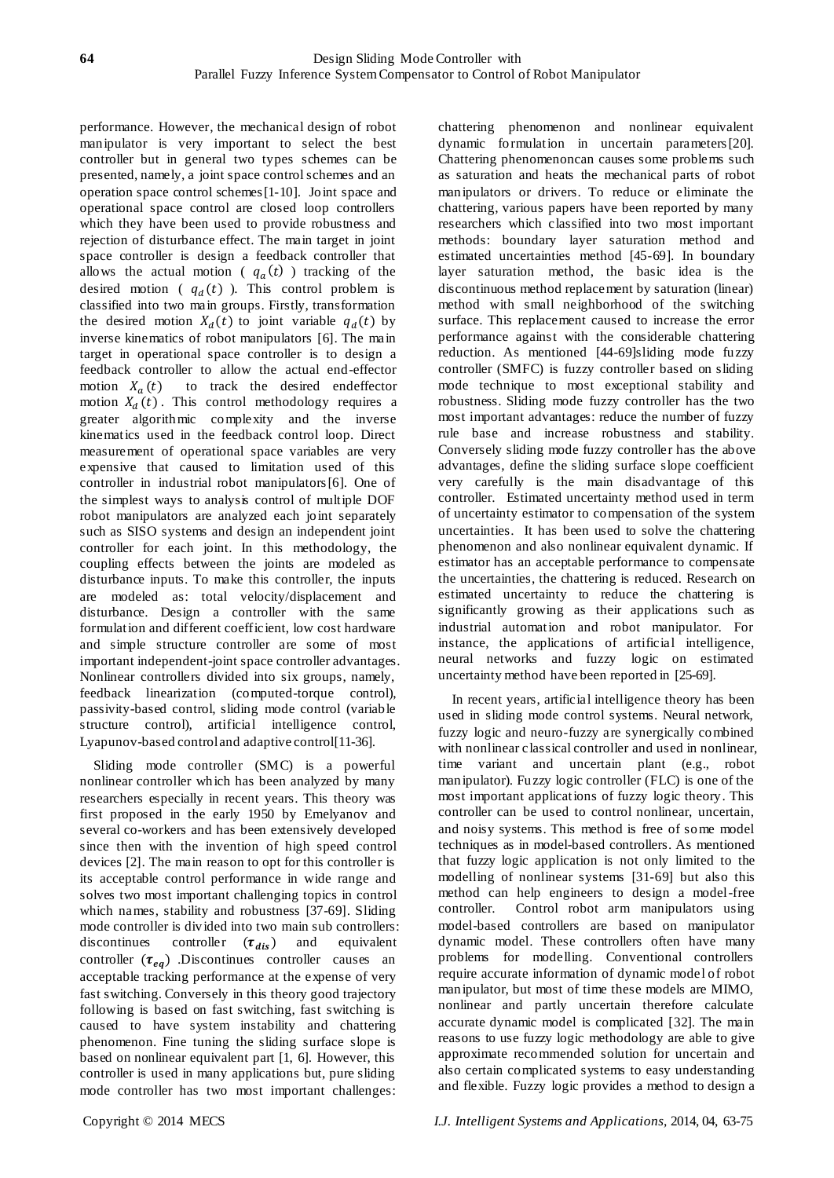performance. However, the mechanical design of robot manipulator is very important to select the best controller but in general two types schemes can be presented, namely, a joint space control schemes and an operation space control schemes[1-10]. Joint space and operational space control are closed loop controllers which they have been used to provide robustness and rejection of disturbance effect. The main target in joint space controller is design a feedback controller that allows the actual motion ( $q_a(t)$ ) tracking of the desired motion ( $q_d(t)$ ). This control problem is classified into two main groups. Firstly, transformation the desired motion $X_d(t)$ to joint variable $q_d(t)$ by inverse kinematics of robot manipulators [6]. The main target in operational space controller is to design a feedback controller to allow the actual end-effector motion $X_a(t)$ to track the desired endeffector motion $X_d(t)$. This control methodology requires a greater algorithmic complexity and the inverse kinematics used in the feedback control loop. Direct measurement of operational space variables are very expensive that caused to limitation used of this controller in industrial robot manipulators[6]. One of the simplest ways to analysis control of multiple DOF robot manipulators are analyzed each joint separately such as SISO systems and design an independent joint controller for each joint. In this methodology, the coupling effects between the joints are modeled as disturbance inputs. To make this controller, the inputs are modeled as: total velocity/displacement and disturbance. Design a controller with the same formulation and different coefficient, low cost hardware and simple structure controller are some of most important independent-joint space controller advantages. Nonlinear controllers divided into six groups, namely, feedback linearization (computed-torque control), passivity-based control, sliding mode control (variable structure control), artificial intelligence control, Lyapunov-based control and adaptive control[11-36].

Sliding mode controller (SMC) is a powerful nonlinear controller which has been analyzed by many researchers especially in recent years. This theory was first proposed in the early 1950 by Emelyanov and several co-workers and has been extensively developed since then with the invention of high speed control devices [2]. The main reason to opt for this controller is its acceptable control performance in wide range and solves two most important challenging topics in control which names, stability and robustness [37-69]. Sliding mode controller is divided into two main sub controllers: discontinues controller ($\boldsymbol{\tau_{dis}}$) and equivalent controller ($\boldsymbol{\tau_{eq}}$) .Discontinues controller causes an acceptable tracking performance at the expense of very fast switching. Conversely in this theory good trajectory following is based on fast switching, fast switching is caused to have system instability and chattering phenomenon. Fine tuning the sliding surface slope is based on nonlinear equivalent part [1, 6]. However, this controller is used in many applications but, pure sliding mode controller has two most important challenges: chattering phenomenon and nonlinear equivalent dynamic formulation in uncertain parameters[20]. Chattering phenomenoncan causes some problems such as saturation and heats the mechanical parts of robot manipulators or drivers. To reduce or eliminate the chattering, various papers have been reported by many researchers which classified into two most important methods: boundary layer saturation method and estimated uncertainties method [45-69]. In boundary layer saturation method, the basic idea is the discontinuous method replacement by saturation (linear) method with small neighborhood of the switching surface. This replacement caused to increase the error performance against with the considerable chattering reduction. As mentioned [44-69]sliding mode fuzzy controller (SMFC) is fuzzy controller based on sliding mode technique to most exceptional stability and robustness. Sliding mode fuzzy controller has the two most important advantages: reduce the number of fuzzy rule base and increase robustness and stability. Conversely sliding mode fuzzy controller has the above advantages, define the sliding surface slope coefficient very carefully is the main disadvantage of this controller. Estimated uncertainty method used in term of uncertainty estimator to compensation of the system uncertainties. It has been used to solve the chattering phenomenon and also nonlinear equivalent dynamic. If estimator has an acceptable performance to compensate the uncertainties, the chattering is reduced. Research on estimated uncertainty to reduce the chattering is significantly growing as their applications such as industrial automation and robot manipulator. For instance, the applications of artificial intelligence, neural networks and fuzzy logic on estimated uncertainty method have been reported in [25-69].

In recent years, artificial intelligence theory has been used in sliding mode control systems. Neural network, fuzzy logic and neuro-fuzzy are synergically combined with nonlinear classical controller and used in nonlinear, time variant and uncertain plant (e.g., robot manipulator). Fuzzy logic controller (FLC) is one of the most important applications of fuzzy logic theory. This controller can be used to control nonlinear, uncertain, and noisy systems. This method is free of some model techniques as in model-based controllers. As mentioned that fuzzy logic application is not only limited to the modelling of nonlinear systems [31-69] but also this method can help engineers to design a model-free controller. Control robot arm manipulators using model-based controllers are based on manipulator dynamic model. These controllers often have many problems for modelling. Conventional controllers require accurate information of dynamic model of robot manipulator, but most of time these models are MIMO, nonlinear and partly uncertain therefore calculate accurate dynamic model is complicated [32]. The main reasons to use fuzzy logic methodology are able to give approximate recommended solution for uncertain and also certain complicated systems to easy understanding and flexible. Fuzzy logic provides a method to design a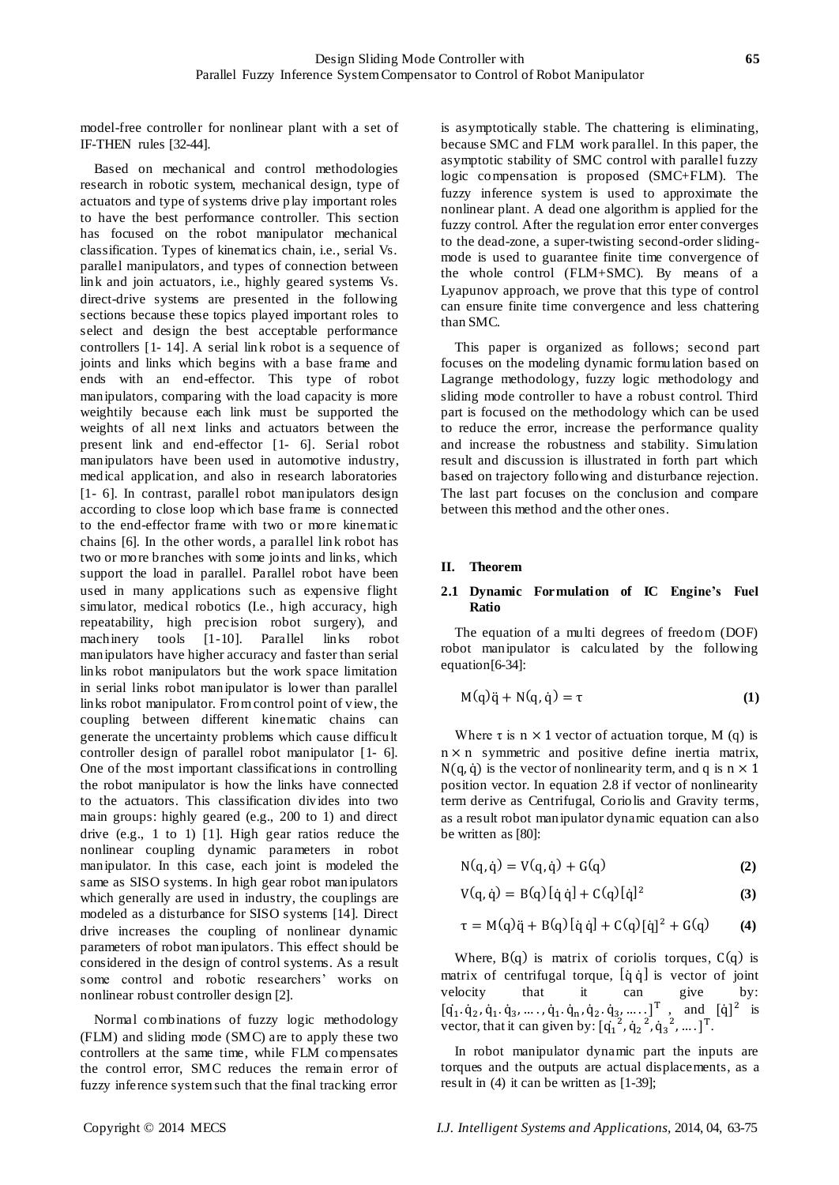model-free controller for nonlinear plant with a set of IF-THEN rules [32-44].

Based on mechanical and control methodologies research in robotic system, mechanical design, type of actuators and type of systems drive play important roles to have the best performance controller. This section has focused on the robot manipulator mechanical classification. Types of kinematics chain, i.e., serial Vs. parallel manipulators, and types of connection between link and join actuators, i.e., highly geared systems Vs. direct-drive systems are presented in the following sections because these topics played important roles to select and design the best acceptable performance controllers [1- 14]. A serial link robot is a sequence of joints and links which begins with a base frame and ends with an end-effector. This type of robot manipulators, comparing with the load capacity is more weightily because each link must be supported the weights of all next links and actuators between the present link and end-effector [1- 6]. Serial robot manipulators have been used in automotive industry, medical application, and also in research laboratories [1- 6]. In contrast, parallel robot manipulators design according to close loop which base frame is connected to the end-effector frame with two or more kinematic chains [6]. In the other words, a parallel link robot has two or more branches with some joints and links, which support the load in parallel. Parallel robot have been used in many applications such as expensive flight simulator, medical robotics (I.e., high accuracy, high repeatability, high precision robot surgery), and machinery tools [1-10]. Parallel links robot manipulators have higher accuracy and faster than serial links robot manipulators but the work space limitation in serial links robot manipulator is lower than parallel links robot manipulator. From control point of view, the coupling between different kinematic chains can generate the uncertainty problems which cause difficult controller design of parallel robot manipulator [1- 6]. One of the most important classifications in controlling the robot manipulator is how the links have connected to the actuators. This classification divides into two main groups: highly geared (e.g., 200 to 1) and direct drive (e.g., 1 to 1) [1]. High gear ratios reduce the nonlinear coupling dynamic parameters in robot manipulator. In this case, each joint is modeled the same as SISO systems. In high gear robot manipulators which generally are used in industry, the couplings are modeled as a disturbance for SISO systems [14]. Direct drive increases the coupling of nonlinear dynamic parameters of robot manipulators. This effect should be considered in the design of control systems. As a result some control and robotic researchers' works on nonlinear robust controller design [2].

Normal combinations of fuzzy logic methodology (FLM) and sliding mode (SMC) are to apply these two controllers at the same time, while FLM compensates the control error, SMC reduces the remain error of fuzzy inference system such that the final tracking error is asymptotically stable. The chattering is eliminating, because SMC and FLM work parallel. In this paper, the asymptotic stability of SMC control with parallel fuzzy logic compensation is proposed (SMC+FLM). The fuzzy inference system is used to approximate the nonlinear plant. A dead one algorithm is applied for the fuzzy control. After the regulation error enter converges to the dead-zone, a super-twisting second-order sliding-mode is used to guarantee finite time convergence of the whole control (FLM+SMC). By means of a Lyapunov approach, we prove that this type of control can ensure finite time convergence and less chattering than SMC.

This paper is organized as follows; second part focuses on the modeling dynamic formulation based on Lagrange methodology, fuzzy logic methodology and sliding mode controller to have a robust control. Third part is focused on the methodology which can be used to reduce the error, increase the performance quality and increase the robustness and stability. Simulation result and discussion is illustrated in forth part which based on trajectory following and disturbance rejection. The last part focuses on the conclusion and compare between this method and the other ones.

## II. Theorem

### 2.1 Dynamic Formulation of IC Engine's Fuel Ratio

The equation of a multi degrees of freedom (DOF) robot manipulator is calculated by the following equation[6-34]:

$$M(q)\ddot{q} + N(q,\dot{q}) = \tau \tag{1}$$

Where $\tau$ is $n \times 1$ vector of actuation torque, $M(q)$ is $n \times n$ symmetric and positive define inertia matrix, $N(q,\dot{q})$ is the vector of nonlinearity term, and $q$ is $n \times 1$ position vector. In equation 2.8 if vector of nonlinearity term derive as Centrifugal, Coriolis and Gravity terms, as a result robot manipulator dynamic equation can also be written as [80]:

$$N(q,\dot{q}) = V(q,\dot{q}) + G(q) \tag{2}$$

$$V(q,\dot{q}) = B(q)[\dot{q}\,\dot{q}] + C(q)[\dot{q}]^2 \tag{3}$$

$$\tau = M(q)\ddot{q} + B(q)[\dot{q}\,\dot{q}] + C(q)[\dot{q}]^2 + G(q) \tag{4}$$

Where, $B(q)$ is matrix of coriolis torques, $C(q)$ is matrix of centrifugal torque, $[\dot{q}\,\dot{q}]$ is vector of joint velocity that it can give by: $[\dot{q}_1.\dot{q}_2, \dot{q}_1.\dot{q}_3, \dots, \dot{q}_1.\dot{q}_n, \dot{q}_2.\dot{q}_3, \dots]^T$, and $[\dot{q}]^2$ is vector, that it can given by: $[\dot{q}_1^{\,2}, \dot{q}_2^{\,2}, \dot{q}_3^{\,2}, \dots]^T$.

In robot manipulator dynamic part the inputs are torques and the outputs are actual displacements, as a result in (4) it can be written as [1-39];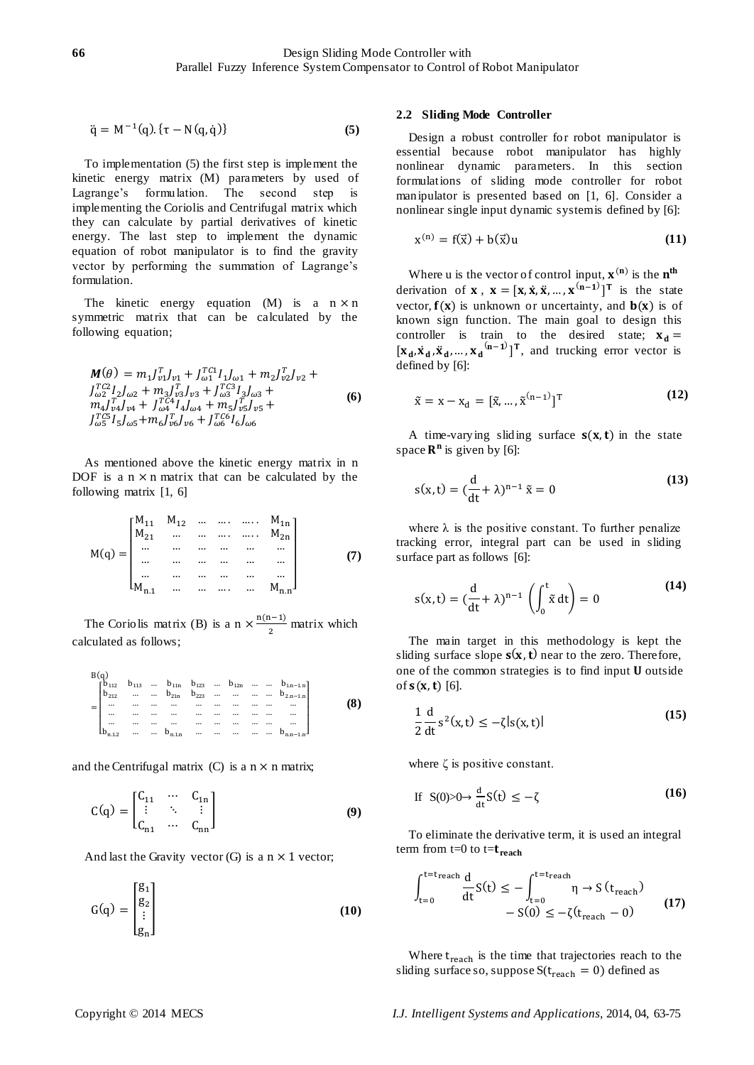$$\ddot{q} = M^{-1}(q).\{\tau - N(q,\dot{q})\} \tag{5}$$

To implementation (5) the first step is implement the kinetic energy matrix (M) parameters by used of Lagrange's formulation. The second step is implementing the Coriolis and Centrifugal matrix which they can calculate by partial derivatives of kinetic energy. The last step to implement the dynamic equation of robot manipulator is to find the gravity vector by performing the summation of Lagrange's formulation.

The kinetic energy equation (M) is a $n \times n$ symmetric matrix that can be calculated by the following equation;

$$\begin{aligned}\boldsymbol{M}(\theta) &= m_1 J_{v1}^T J_{v1} + J_{\omega 1}^{TC1} I_1 J_{\omega 1} + m_2 J_{v2}^T J_{v2} + \\ &J_{\omega 2}^{TC2} I_2 J_{\omega 2} + m_3 J_{v3}^T J_{v3} + J_{\omega 3}^{TC3} I_3 J_{\omega 3} + \\ &m_4 J_{v4}^T J_{v4} + J_{\omega 4}^{TC4} I_4 J_{\omega 4} + m_5 J_{v5}^T J_{v5} + \\ &J_{\omega 5}^{TC5} I_5 J_{\omega 5} + m_6 J_{v6}^T J_{v6} + J_{\omega 6}^{TC6} I_6 J_{\omega 6}\end{aligned} \tag{6}$$

As mentioned above the kinetic energy matrix in n DOF is a $n \times n$ matrix that can be calculated by the following matrix [1, 6]

$$M(q) = \begin{bmatrix} M_{11} & M_{12} & \dots & \dots. & \dots. & M_{1n} \\ M_{21} & \dots & \dots & \dots. & \dots. & M_{2n} \\ \dots & \dots & \dots & \dots & \dots & \dots \\ \dots & \dots & \dots & \dots & \dots & \dots \\ \dots & \dots & \dots & \dots & \dots & \dots \\ M_{n.1} & \dots & \dots & \dots. & \dots & M_{n.n} \end{bmatrix} \tag{7}$$

The Coriolis matrix (B) is a $n \times \frac{n(n-1)}{2}$ matrix which calculated as follows;

$$B(q) = \begin{bmatrix} b_{112} & b_{113} & \dots & b_{11n} & b_{123} & \dots & b_{12n} & \dots & \dots & b_{1,n-1,n} \\ b_{212} & \dots & \dots & b_{21n} & b_{223} & \dots & \dots & \dots & \dots & b_{2,n-1,n} \\ \dots & \dots & \dots & \dots & \dots & \dots & \dots & \dots & \dots & \dots \\ \dots & \dots & \dots & \dots & \dots & \dots & \dots & \dots & \dots & \dots \\ \dots & \dots & \dots & \dots & \dots & \dots & \dots & \dots & \dots & \dots \\ b_{n,1,2} & \dots & \dots & b_{n,1,n} & \dots & \dots & \dots & \dots & \dots & b_{n,n-1,n} \end{bmatrix} \tag{8}$$

and the Centrifugal matrix (C) is a $n \times n$ matrix;

$$C(q) = \begin{bmatrix} C_{11} & \cdots & C_{1n} \\ \vdots & \ddots & \vdots \\ C_{n1} & \cdots & C_{nn} \end{bmatrix} \tag{9}$$

And last the Gravity vector (G) is a $n \times 1$ vector;

$$G(q) = \begin{bmatrix} g_1 \\ g_2 \\ \vdots \\ g_n \end{bmatrix} \tag{10}$$

## 2.2 Sliding Mode Controller

Design a robust controller for robot manipulator is essential because robot manipulator has highly nonlinear dynamic parameters. In this section formulations of sliding mode controller for robot manipulator is presented based on [1, 6]. Consider a nonlinear single input dynamic system is defined by [6]:

$$x^{(n)} = f(\vec{x}) + b(\vec{x})u \tag{11}$$

Where u is the vector of control input, $\mathbf{x}^{(n)}$ is the $\mathbf{n^{th}}$ derivation of $\mathbf{x}$, $\mathbf{x} = [\mathbf{x}, \dot{\mathbf{x}}, \ddot{\mathbf{x}}, \dots, \mathbf{x}^{(n-1)}]^{\mathbf{T}}$ is the state vector, $\mathbf{f}(\mathbf{x})$ is unknown or uncertainty, and $\mathbf{b}(\mathbf{x})$ is of known sign function. The main goal to design this controller is train to the desired state; $\mathbf{x_d} = [\mathbf{x_d}, \dot{\mathbf{x}}_\mathbf{d}, \ddot{\mathbf{x}}_\mathbf{d}, \dots, \mathbf{x_d}^{(n-1)}]^{\mathbf{T}}$, and trucking error vector is defined by [6]:

$$\tilde{x} = x - x_d = [\tilde{x}, \dots, \tilde{x}^{(n-1)}]^T \tag{12}$$

A time-varying sliding surface $\mathbf{s}(\mathbf{x}, \mathbf{t})$ in the state space $\mathbf{R^n}$ is given by [6]:

$$s(x,t) = (\frac{d}{dt} + \lambda)^{n-1}\,\tilde{x} = 0 \tag{13}$$

where $\lambda$ is the positive constant. To further penalize tracking error, integral part can be used in sliding surface part as follows [6]:

$$s(x,t) = (\frac{d}{dt} + \lambda)^{n-1}\left(\int_0^t \tilde{x}\,dt\right) = 0 \tag{14}$$

The main target in this methodology is kept the sliding surface slope $\mathbf{s}(\mathbf{x}, \mathbf{t})$ near to the zero. Therefore, one of the common strategies is to find input $\mathbf{U}$ outside of $\mathbf{s}(\mathbf{x}, \mathbf{t})$ [6].

$$\frac{1}{2}\frac{d}{dt}s^2(x,t) \le -\zeta|s(x,t)| \tag{15}$$

where $\zeta$ is positive constant.

$$\text{If } S(0)>0 \rightarrow \frac{d}{dt}S(t) \le -\zeta \tag{16}$$

To eliminate the derivative term, it is used an integral term from t=0 to t=$\mathbf{t_{reach}}$

$$\int_{t=0}^{t=t_{reach}} \frac{d}{dt}S(t) \le -\int_{t=0}^{t=t_{reach}} \eta \rightarrow S(t_{reach}) - S(0) \le -\zeta(t_{reach} - 0) \tag{17}$$

Where $t_{reach}$ is the time that trajectories reach to the sliding surface so, suppose $S(t_{reach} = 0)$ defined as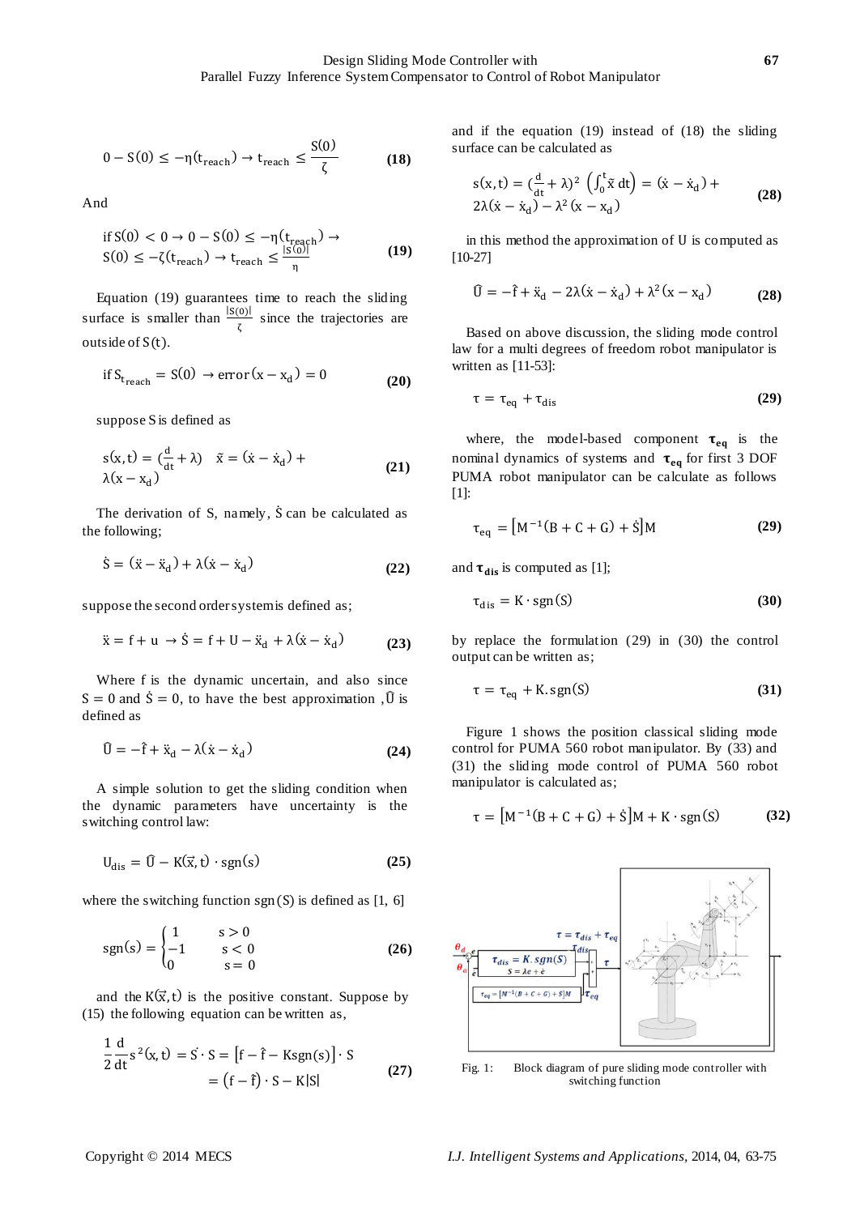$$0 - S(0) \leq -\eta(t_{reach}) \rightarrow t_{reach} \leq \frac{S(0)}{\zeta} \quad \textbf{(18)}$$

And

$$\text{if } S(0) < 0 \rightarrow 0 - S(0) \leq -\eta(t_{reach}) \rightarrow S(0) \leq -\zeta(t_{reach}) \rightarrow t_{reach} \leq \frac{|S(0)|}{\eta} \quad \textbf{(19)}$$

Equation (19) guarantees time to reach the sliding surface is smaller than $\frac{|S(0)|}{\zeta}$ since the trajectories are outside of $S(t)$.

$$\text{if } S_{t_{reach}} = S(0) \rightarrow \text{error}(x - x_d) = 0 \quad \textbf{(20)}$$

suppose S is defined as

$$s(x,t) = (\frac{d}{dt} + \lambda) \quad \tilde{x} = (\dot{x} - \dot{x}_d) + \lambda(x - x_d) \quad \textbf{(21)}$$

The derivation of S, namely, $\dot{S}$ can be calculated as the following;

$$\dot{S} = (\ddot{x} - \ddot{x}_d) + \lambda(\dot{x} - \dot{x}_d) \quad \textbf{(22)}$$

suppose the second order system is defined as;

$$\ddot{x} = f + u \rightarrow \dot{S} = f + U - \ddot{x}_d + \lambda(\dot{x} - \dot{x}_d) \quad \textbf{(23)}$$

Where f is the dynamic uncertain, and also since $S = 0$ and $\dot{S} = 0$, to have the best approximation , $\widehat{U}$ is defined as

$$\widehat{U} = -\hat{f} + \ddot{x}_d - \lambda(\dot{x} - \dot{x}_d) \quad \textbf{(24)}$$

A simple solution to get the sliding condition when the dynamic parameters have uncertainty is the switching control law:

$$U_{dis} = \widehat{U} - K(\vec{x}, t) \cdot \text{sgn}(s) \quad \textbf{(25)}$$

where the switching function sgn(S) is defined as [1, 6]

$$\text{sgn}(s) = \begin{cases} 1 & s > 0 \\ -1 & s < 0 \\ 0 & s = 0 \end{cases} \quad \textbf{(26)}$$

and the $K(\vec{x}, t)$ is the positive constant. Suppose by (15) the following equation can be written as,

$$\frac{1}{2}\frac{d}{dt}s^2(x,t) = \dot{S} \cdot S = \left[f - \hat{f} - K\text{sgn}(s)\right] \cdot S = \left(f - \hat{f}\right) \cdot S - K|S| \quad \textbf{(27)}$$

and if the equation (19) instead of (18) the sliding surface can be calculated as

$$s(x,t) = (\frac{d}{dt} + \lambda)^2 \left(\int_0^t \tilde{x} \, dt\right) = (\dot{x} - \dot{x}_d) + 2\lambda(\dot{x} - \dot{x}_d) - \lambda^2(x - x_d) \quad \textbf{(28)}$$

in this method the approximation of U is computed as [10-27]

$$\widehat{U} = -\hat{f} + \ddot{x}_d - 2\lambda(\dot{x} - \dot{x}_d) + \lambda^2(x - x_d) \quad \textbf{(28)}$$

Based on above discussion, the sliding mode control law for a multi degrees of freedom robot manipulator is written as [11-53]:

$$\tau = \tau_{eq} + \tau_{dis} \quad \textbf{(29)}$$

where, the model-based component $\boldsymbol{\tau_{eq}}$ is the nominal dynamics of systems and $\boldsymbol{\tau_{eq}}$ for first 3 DOF PUMA robot manipulator can be calculate as follows [1]:

$$\tau_{eq} = \left[M^{-1}(B + C + G) + \dot{S}\right]M \quad \textbf{(29)}$$

and $\boldsymbol{\tau_{dis}}$ is computed as [1];

$$\tau_{dis} = K \cdot \text{sgn}(S) \quad \textbf{(30)}$$

by replace the formulation (29) in (30) the control output can be written as;

$$\tau = \tau_{eq} + K.\text{sgn}(S) \quad \textbf{(31)}$$

Figure 1 shows the position classical sliding mode control for PUMA 560 robot manipulator. By (33) and (31) the sliding mode control of PUMA 560 robot manipulator is calculated as;

$$\tau = \left[M^{-1}(B + C + G) + \dot{S}\right]M + K \cdot \text{sgn}(S) \quad \textbf{(32)}$$

Fig. 1: Block diagram of pure sliding mode controller with switching function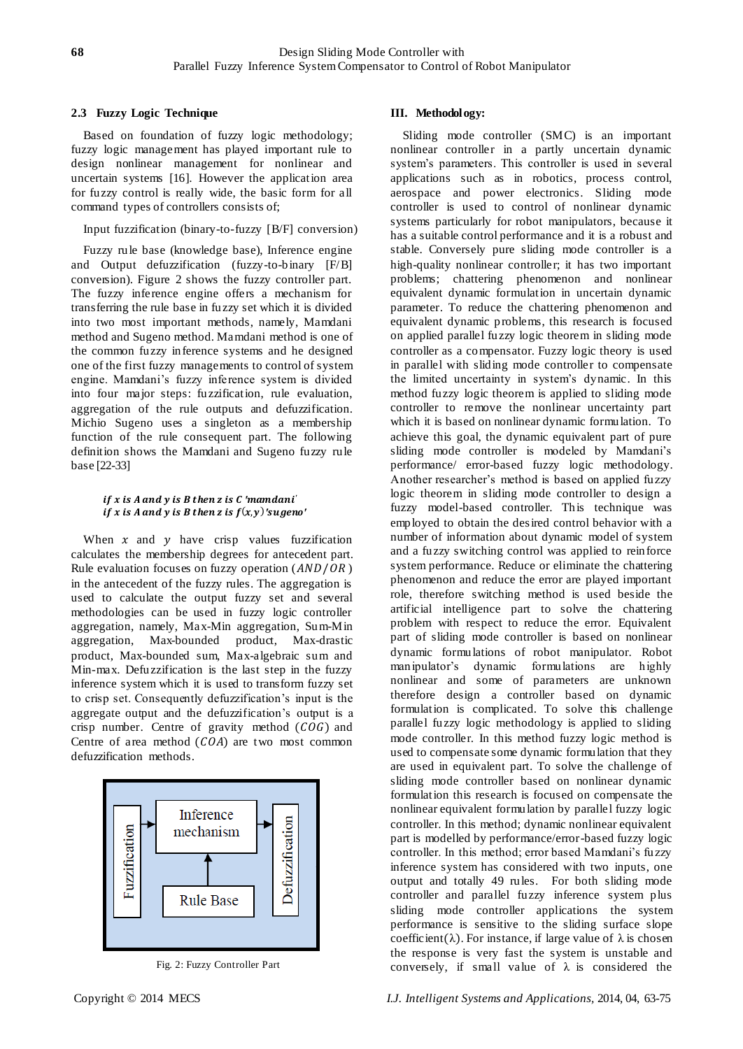### 2.3 Fuzzy Logic Technique

Based on foundation of fuzzy logic methodology; fuzzy logic management has played important rule to design nonlinear management for nonlinear and uncertain systems [16]. However the application area for fuzzy control is really wide, the basic form for all command types of controllers consists of;

Input fuzzification (binary-to-fuzzy [B/F] conversion)

Fuzzy rule base (knowledge base), Inference engine and Output defuzzification (fuzzy-to-binary [F/B] conversion). Figure 2 shows the fuzzy controller part. The fuzzy inference engine offers a mechanism for transferring the rule base in fuzzy set which it is divided into two most important methods, namely, Mamdani method and Sugeno method. Mamdani method is one of the common fuzzy inference systems and he designed one of the first fuzzy managements to control of system engine. Mamdani's fuzzy inference system is divided into four major steps: fuzzification, rule evaluation, aggregation of the rule outputs and defuzzification. Michio Sugeno uses a singleton as a membership function of the rule consequent part. The following definition shows the Mamdani and Sugeno fuzzy rule base [22-33]

$$if\ x\ is\ A\ and\ y\ is\ B\ then\ z\ is\ C\ 'mamdani'$$
$$if\ x\ is\ A\ and\ y\ is\ B\ then\ z\ is\ f(x,y)\ 'sugeno'$$

When $x$ and $y$ have crisp values fuzzification calculates the membership degrees for antecedent part. Rule evaluation focuses on fuzzy operation ($AND/OR$) in the antecedent of the fuzzy rules. The aggregation is used to calculate the output fuzzy set and several methodologies can be used in fuzzy logic controller aggregation, namely, Max-Min aggregation, Sum-Min aggregation, Max-bounded product, Max-drastic product, Max-bounded sum, Max-algebraic sum and Min-max. Defuzzification is the last step in the fuzzy inference system which it is used to transform fuzzy set to crisp set. Consequently defuzzification's input is the aggregate output and the defuzzification's output is a crisp number. Centre of gravity method ($COG$) and Centre of area method ($COA$) are two most common defuzzification methods.

Fuzzification → Inference mechanism → Defuzzification; Rule Base → Inference mechanism

Fig. 2: Fuzzy Controller Part

## III. Methodology:

Sliding mode controller (SMC) is an important nonlinear controller in a partly uncertain dynamic system's parameters. This controller is used in several applications such as in robotics, process control, aerospace and power electronics. Sliding mode controller is used to control of nonlinear dynamic systems particularly for robot manipulators, because it has a suitable control performance and it is a robust and stable. Conversely pure sliding mode controller is a high-quality nonlinear controller; it has two important problems; chattering phenomenon and nonlinear equivalent dynamic formulation in uncertain dynamic parameter. To reduce the chattering phenomenon and equivalent dynamic problems, this research is focused on applied parallel fuzzy logic theorem in sliding mode controller as a compensator. Fuzzy logic theory is used in parallel with sliding mode controller to compensate the limited uncertainty in system's dynamic. In this method fuzzy logic theorem is applied to sliding mode controller to remove the nonlinear uncertainty part which it is based on nonlinear dynamic formulation. To achieve this goal, the dynamic equivalent part of pure sliding mode controller is modeled by Mamdani's performance/ error-based fuzzy logic methodology. Another researcher's method is based on applied fuzzy logic theorem in sliding mode controller to design a fuzzy model-based controller. This technique was employed to obtain the desired control behavior with a number of information about dynamic model of system and a fuzzy switching control was applied to reinforce system performance. Reduce or eliminate the chattering phenomenon and reduce the error are played important role, therefore switching method is used beside the artificial intelligence part to solve the chattering problem with respect to reduce the error. Equivalent part of sliding mode controller is based on nonlinear dynamic formulations of robot manipulator. Robot manipulator's dynamic formulations are highly nonlinear and some of parameters are unknown therefore design a controller based on dynamic formulation is complicated. To solve this challenge parallel fuzzy logic methodology is applied to sliding mode controller. In this method fuzzy logic method is used to compensate some dynamic formulation that they are used in equivalent part. To solve the challenge of sliding mode controller based on nonlinear dynamic formulation this research is focused on compensate the nonlinear equivalent formulation by parallel fuzzy logic controller. In this method; dynamic nonlinear equivalent part is modelled by performance/error-based fuzzy logic controller. In this method; error based Mamdani's fuzzy inference system has considered with two inputs, one output and totally 49 rules. For both sliding mode controller and parallel fuzzy inference system plus sliding mode controller applications the system performance is sensitive to the sliding surface slope coefficient($\lambda$). For instance, if large value of $\lambda$ is chosen the response is very fast the system is unstable and conversely, if small value of $\lambda$ is considered the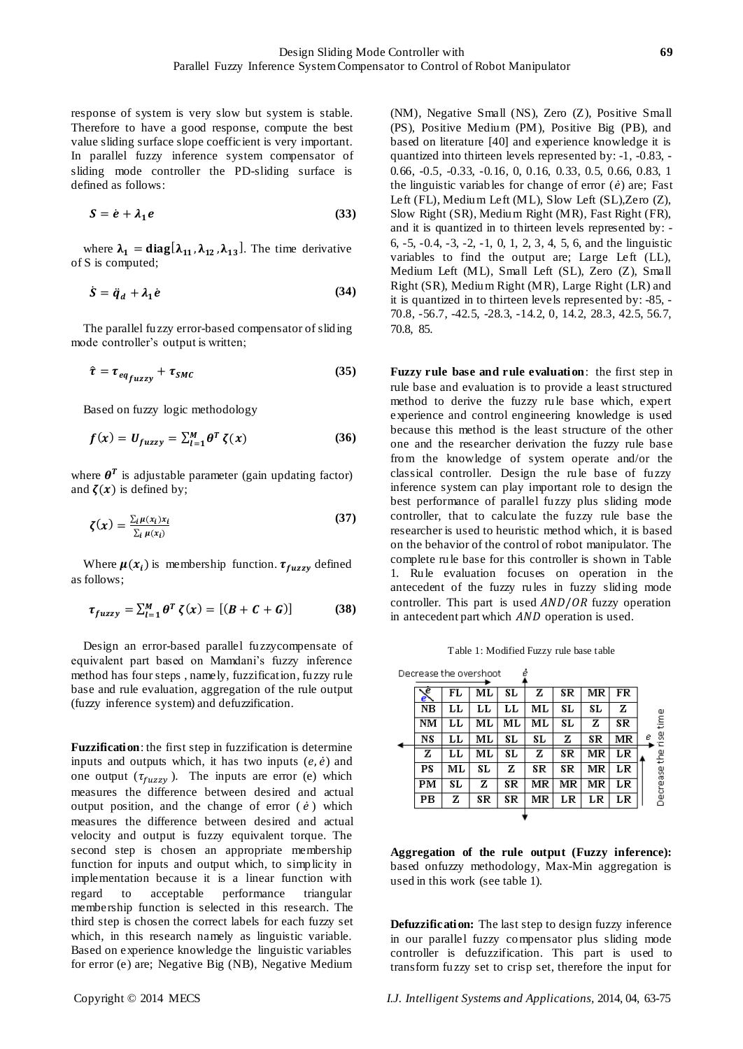response of system is very slow but system is stable. Therefore to have a good response, compute the best value sliding surface slope coefficient is very important. In parallel fuzzy inference system compensator of sliding mode controller the PD-sliding surface is defined as follows:

$$\boldsymbol{S} = \dot{\boldsymbol{e}} + \boldsymbol{\lambda_1 e} \tag{33}$$

where $\boldsymbol{\lambda_1} = \mathbf{diag}[\boldsymbol{\lambda_{11}}, \boldsymbol{\lambda_{12}}, \boldsymbol{\lambda_{13}}]$. The time derivative of S is computed;

$$\dot{\boldsymbol{S}} = \ddot{\boldsymbol{q}}_{\boldsymbol{d}} + \boldsymbol{\lambda_1} \dot{\boldsymbol{e}} \tag{34}$$

The parallel fuzzy error-based compensator of sliding mode controller's output is written;

$$\hat{\boldsymbol{\tau}} = \boldsymbol{\tau}_{\boldsymbol{eq}_{\boldsymbol{fuzzy}}} + \boldsymbol{\tau}_{\boldsymbol{SMC}} \tag{35}$$

Based on fuzzy logic methodology

$$\boldsymbol{f(x)} = \boldsymbol{U_{fuzzy}} = \sum_{l=1}^{M} \boldsymbol{\theta}^{T} \boldsymbol{\zeta(x)} \tag{36}$$

where $\boldsymbol{\theta}^T$ is adjustable parameter (gain updating factor) and $\boldsymbol{\zeta(x)}$ is defined by;

$$\boldsymbol{\zeta(x)} = \frac{\sum_i \boldsymbol{\mu}(x_i) x_i}{\sum_i \boldsymbol{\mu}(x_i)} \tag{37}$$

Where $\boldsymbol{\mu(x_i)}$ is membership function. $\boldsymbol{\tau_{fuzzy}}$ defined as follows;

$$\boldsymbol{\tau_{fuzzy}} = \sum_{l=1}^{M} \boldsymbol{\theta}^{T} \boldsymbol{\zeta(x)} = [(\boldsymbol{B} + \boldsymbol{C} + \boldsymbol{G})] \tag{38}$$

Design an error-based parallel fuzzycompensate of equivalent part based on Mamdani's fuzzy inference method has four steps , namely, fuzzification, fuzzy rule base and rule evaluation, aggregation of the rule output (fuzzy inference system) and defuzzification.

**Fuzzification**: the first step in fuzzification is determine inputs and outputs which, it has two inputs $(e, \dot{e})$ and one output ($\tau_{fuzzy}$). The inputs are error (e) which measures the difference between desired and actual output position, and the change of error ($\dot{e}$) which measures the difference between desired and actual velocity and output is fuzzy equivalent torque. The second step is chosen an appropriate membership function for inputs and output which, to simplicity in implementation because it is a linear function with regard to acceptable performance triangular membership function is selected in this research. The third step is chosen the correct labels for each fuzzy set which, in this research namely as linguistic variable. Based on experience knowledge the linguistic variables for error (e) are; Negative Big (NB), Negative Medium (NM), Negative Small (NS), Zero (Z), Positive Small (PS), Positive Medium (PM), Positive Big (PB), and based on literature [40] and experience knowledge it is quantized into thirteen levels represented by: -1, -0.83, -0.66, -0.5, -0.33, -0.16, 0, 0.16, 0.33, 0.5, 0.66, 0.83, 1 the linguistic variables for change of error ($\dot{e}$) are; Fast Left (FL), Medium Left (ML), Slow Left (SL),Zero (Z), Slow Right (SR), Medium Right (MR), Fast Right (FR), and it is quantized in to thirteen levels represented by: -6, -5, -0.4, -3, -2, -1, 0, 1, 2, 3, 4, 5, 6, and the linguistic variables to find the output are; Large Left (LL), Medium Left (ML), Small Left (SL), Zero (Z), Small Right (SR), Medium Right (MR), Large Right (LR) and it is quantized in to thirteen levels represented by: -85, -70.8, -56.7, -42.5, -28.3, -14.2, 0, 14.2, 28.3, 42.5, 56.7, 70.8, 85.

**Fuzzy rule base and rule evaluation**: the first step in rule base and evaluation is to provide a least structured method to derive the fuzzy rule base which, expert experience and control engineering knowledge is used because this method is the least structure of the other one and the researcher derivation the fuzzy rule base from the knowledge of system operate and/or the classical controller. Design the rule base of fuzzy inference system can play important role to design the best performance of parallel fuzzy plus sliding mode controller, that to calculate the fuzzy rule base the researcher is used to heuristic method which, it is based on the behavior of the control of robot manipulator. The complete rule base for this controller is shown in Table 1. Rule evaluation focuses on operation in the antecedent of the fuzzy rules in fuzzy sliding mode controller. This part is used $AND/OR$ fuzzy operation in antecedent part which $AND$ operation is used.

Table 1: Modified Fuzzy rule base table

Decrease the overshoot ($\dot{e}$) / Decrease the rise time ($e$)

| $e$ \ $\dot{e}$ | FL | ML | SL | Z | SR | MR | FR |
|---|---|---|---|---|---|---|---|
| NB | LL | LL | LL | ML | SL | SL | Z |
| NM | LL | ML | ML | ML | SL | Z | SR |
| NS | LL | ML | SL | SL | Z | SR | MR |
| Z | LL | ML | SL | Z | SR | MR | LR |
| PS | ML | SL | Z | SR | SR | MR | LR |
| PM | SL | Z | SR | MR | MR | MR | LR |
| PB | Z | SR | SR | MR | LR | LR | LR |

**Aggregation of the rule output (Fuzzy inference):** based onfuzzy methodology, Max-Min aggregation is used in this work (see table 1).

**Defuzzification:** The last step to design fuzzy inference in our parallel fuzzy compensator plus sliding mode controller is defuzzification. This part is used to transform fuzzy set to crisp set, therefore the input for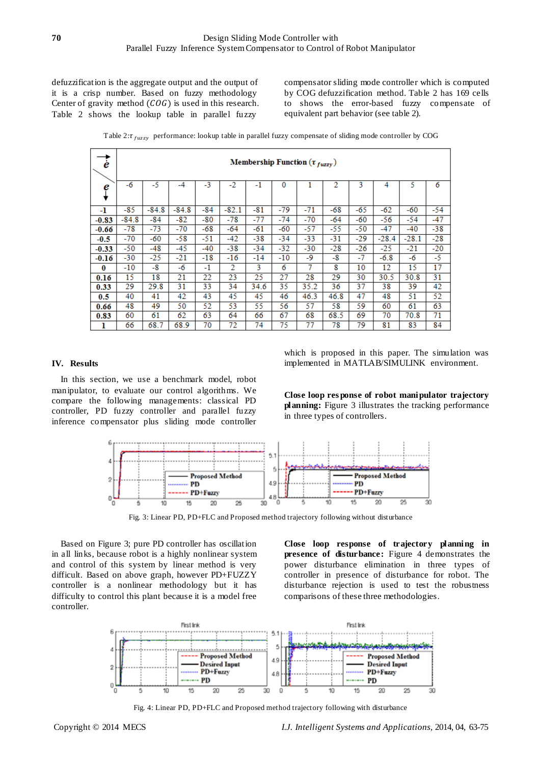defuzzification is the aggregate output and the output of it is a crisp number. Based on fuzzy methodology Center of gravity method ($COG$) is used in this research. Table 2 shows the lookup table in parallel fuzzy compensator sliding mode controller which is computed by COG defuzzification method. Table 2 has 169 cells to shows the error-based fuzzy compensate of equivalent part behavior (see table 2).

Table 2: $\tau_{fuzzy}$ performance: lookup table in parallel fuzzy compensate of sliding mode controller by COG

| $\dot{e}$ → / $e$ ↓ | Membership Function ($\tau_{fuzzy}$) | | | | | | | | | | | | |
|---|---|---|---|---|---|---|---|---|---|---|---|---|---|
| | -6 | -5 | -4 | -3 | -2 | -1 | 0 | 1 | 2 | 3 | 4 | 5 | 6 |
| **-1** | -85 | -84.8 | -84.8 | -84 | -82.1 | -81 | -79 | -71 | -68 | -65 | -62 | -60 | -54 |
| **-0.83** | -84.8 | -84 | -82 | -80 | -78 | -77 | -74 | -70 | -64 | -60 | -56 | -54 | -47 |
| **-0.66** | -78 | -73 | -70 | -68 | -64 | -61 | -60 | -57 | -55 | -50 | -47 | -40 | -38 |
| **-0.5** | -70 | -60 | -58 | -51 | -42 | -38 | -34 | -33 | -31 | -29 | -28.4 | -28.1 | -28 |
| **-0.33** | -50 | -48 | -45 | -40 | -38 | -34 | -32 | -30 | -28 | -26 | -25 | -21 | -20 |
| **-0.16** | -30 | -25 | -21 | -18 | -16 | -14 | -10 | -9 | -8 | -7 | -6.8 | -6 | -5 |
| **0** | -10 | -8 | -6 | -1 | 2 | 3 | 6 | 7 | 8 | 10 | 12 | 15 | 17 |
| **0.16** | 15 | 18 | 21 | 22 | 23 | 25 | 27 | 28 | 29 | 30 | 30.5 | 30.8 | 31 |
| **0.33** | 29 | 29.8 | 31 | 33 | 34 | 34.6 | 35 | 35.2 | 36 | 37 | 38 | 39 | 42 |
| **0.5** | 40 | 41 | 42 | 43 | 45 | 45 | 46 | 46.3 | 46.8 | 47 | 48 | 51 | 52 |
| **0.66** | 48 | 49 | 50 | 52 | 53 | 55 | 56 | 57 | 58 | 59 | 60 | 61 | 63 |
| **0.83** | 60 | 61 | 62 | 63 | 64 | 66 | 67 | 68 | 68.5 | 69 | 70 | 70.8 | 71 |
| **1** | 66 | 68.7 | 68.9 | 70 | 72 | 74 | 75 | 77 | 78 | 79 | 81 | 83 | 84 |

## IV. Results

In this section, we use a benchmark model, robot manipulator, to evaluate our control algorithms. We compare the following managements: classical PD controller, PD fuzzy controller and parallel fuzzy inference compensator plus sliding mode controller which is proposed in this paper. The simulation was implemented in MATLAB/SIMULINK environment.

**Close loop response of robot manipulator trajectory planning:** Figure 3 illustrates the tracking performance in three types of controllers.

Fig. 3: Linear PD, PD+FLC and Proposed method trajectory following without disturbance

Based on Figure 3; pure PD controller has oscillation in all links, because robot is a highly nonlinear system and control of this system by linear method is very difficult. Based on above graph, however PD+FUZZY controller is a nonlinear methodology but it has difficulty to control this plant because it is a model free controller.

**Close loop response of trajectory planning in presence of disturbance:** Figure 4 demonstrates the power disturbance elimination in three types of controller in presence of disturbance for robot. The disturbance rejection is used to test the robustness comparisons of these three methodologies.

Fig. 4: Linear PD, PD+FLC and Proposed method trajectory following with disturbance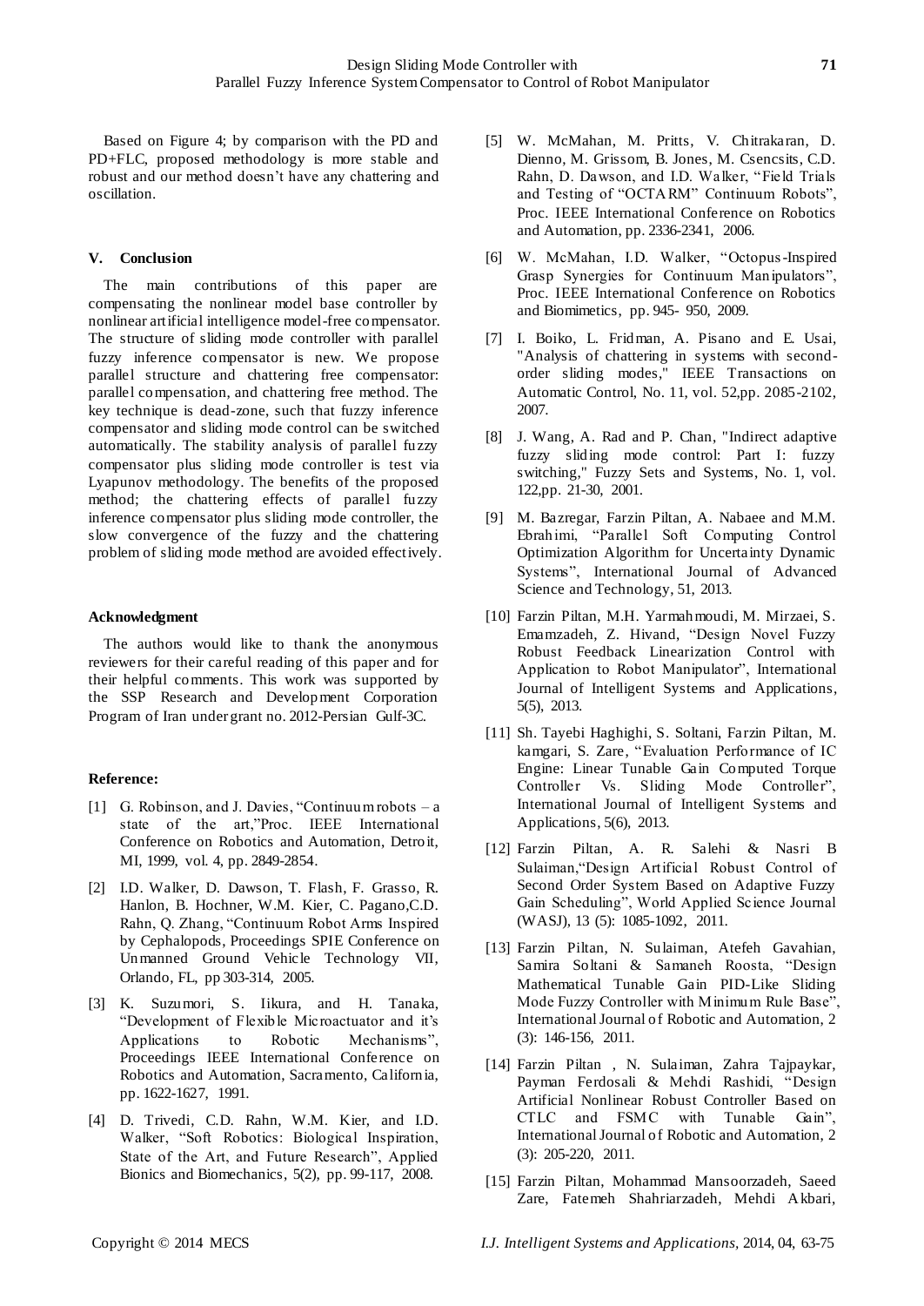Based on Figure 4; by comparison with the PD and PD+FLC, proposed methodology is more stable and robust and our method doesn't have any chattering and oscillation.

## V. Conclusion

The main contributions of this paper are compensating the nonlinear model base controller by nonlinear artificial intelligence model-free compensator. The structure of sliding mode controller with parallel fuzzy inference compensator is new. We propose parallel structure and chattering free compensator: parallel compensation, and chattering free method. The key technique is dead-zone, such that fuzzy inference compensator and sliding mode control can be switched automatically. The stability analysis of parallel fuzzy compensator plus sliding mode controller is test via Lyapunov methodology. The benefits of the proposed method; the chattering effects of parallel fuzzy inference compensator plus sliding mode controller, the slow convergence of the fuzzy and the chattering problem of sliding mode method are avoided effectively.

### Acknowledgment

The authors would like to thank the anonymous reviewers for their careful reading of this paper and for their helpful comments. This work was supported by the SSP Research and Development Corporation Program of Iran under grant no. 2012-Persian Gulf-3C.

### Reference:

[1] G. Robinson, and J. Davies, "Continuum robots – a state of the art,"Proc. IEEE International Conference on Robotics and Automation, Detroit, MI, 1999, vol. 4, pp. 2849-2854.

[2] I.D. Walker, D. Dawson, T. Flash, F. Grasso, R. Hanlon, B. Hochner, W.M. Kier, C. Pagano,C.D. Rahn, Q. Zhang, "Continuum Robot Arms Inspired by Cephalopods, Proceedings SPIE Conference on Unmanned Ground Vehicle Technology VII, Orlando, FL, pp 303-314, 2005.

[3] K. Suzumori, S. Iikura, and H. Tanaka, "Development of Flexible Microactuator and it's Applications to Robotic Mechanisms", Proceedings IEEE International Conference on Robotics and Automation, Sacramento, California, pp. 1622-1627, 1991.

[4] D. Trivedi, C.D. Rahn, W.M. Kier, and I.D. Walker, "Soft Robotics: Biological Inspiration, State of the Art, and Future Research", Applied Bionics and Biomechanics, 5(2), pp. 99-117, 2008.

[5] W. McMahan, M. Pritts, V. Chitrakaran, D. Dienno, M. Grissom, B. Jones, M. Csencsits, C.D. Rahn, D. Dawson, and I.D. Walker, "Field Trials and Testing of "OCTARM" Continuum Robots", Proc. IEEE International Conference on Robotics and Automation, pp. 2336-2341, 2006.

[6] W. McMahan, I.D. Walker, "Octopus-Inspired Grasp Synergies for Continuum Manipulators", Proc. IEEE International Conference on Robotics and Biomimetics, pp. 945- 950, 2009.

[7] I. Boiko, L. Fridman, A. Pisano and E. Usai, "Analysis of chattering in systems with second-order sliding modes," IEEE Transactions on Automatic Control, No. 11, vol. 52,pp. 2085-2102, 2007.

[8] J. Wang, A. Rad and P. Chan, "Indirect adaptive fuzzy sliding mode control: Part I: fuzzy switching," Fuzzy Sets and Systems, No. 1, vol. 122,pp. 21-30, 2001.

[9] M. Bazregar, Farzin Piltan, A. Nabaee and M.M. Ebrahimi, "Parallel Soft Computing Control Optimization Algorithm for Uncertainty Dynamic Systems", International Journal of Advanced Science and Technology, 51, 2013.

[10] Farzin Piltan, M.H. Yarmahmoudi, M. Mirzaei, S. Emamzadeh, Z. Hivand, "Design Novel Fuzzy Robust Feedback Linearization Control with Application to Robot Manipulator", International Journal of Intelligent Systems and Applications, 5(5), 2013.

[11] Sh. Tayebi Haghighi, S. Soltani, Farzin Piltan, M. kamgari, S. Zare, "Evaluation Performance of IC Engine: Linear Tunable Gain Computed Torque Controller Vs. Sliding Mode Controller", International Journal of Intelligent Systems and Applications, 5(6), 2013.

[12] Farzin Piltan, A. R. Salehi & Nasri B Sulaiman,"Design Artificial Robust Control of Second Order System Based on Adaptive Fuzzy Gain Scheduling", World Applied Science Journal (WASJ), 13 (5): 1085-1092, 2011.

[13] Farzin Piltan, N. Sulaiman, Atefeh Gavahian, Samira Soltani & Samaneh Roosta, "Design Mathematical Tunable Gain PID-Like Sliding Mode Fuzzy Controller with Minimum Rule Base", International Journal of Robotic and Automation, 2 (3): 146-156, 2011.

[14] Farzin Piltan , N. Sulaiman, Zahra Tajpaykar, Payman Ferdosali & Mehdi Rashidi, "Design Artificial Nonlinear Robust Controller Based on CTLC and FSMC with Tunable Gain", International Journal of Robotic and Automation, 2 (3): 205-220, 2011.

[15] Farzin Piltan, Mohammad Mansoorzadeh, Saeed Zare, Fatemeh Shahriarzadeh, Mehdi Akbari,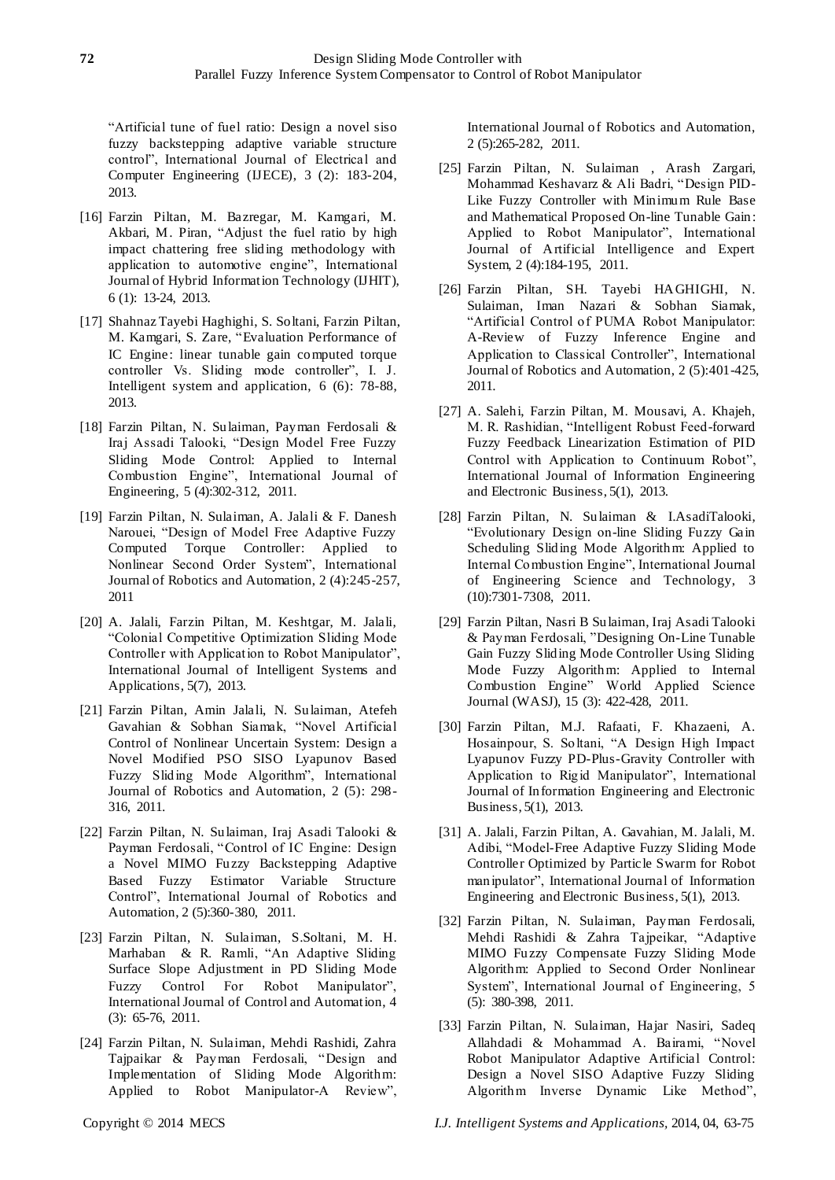"Artificial tune of fuel ratio: Design a novel siso fuzzy backstepping adaptive variable structure control", International Journal of Electrical and Computer Engineering (IJECE), 3 (2): 183-204, 2013.

[16] Farzin Piltan, M. Bazregar, M. Kamgari, M. Akbari, M. Piran, "Adjust the fuel ratio by high impact chattering free sliding methodology with application to automotive engine", International Journal of Hybrid Information Technology (IJHIT), 6 (1): 13-24, 2013.

[17] Shahnaz Tayebi Haghighi, S. Soltani, Farzin Piltan, M. Kamgari, S. Zare, "Evaluation Performance of IC Engine: linear tunable gain computed torque controller Vs. Sliding mode controller", I. J. Intelligent system and application, 6 (6): 78-88, 2013.

[18] Farzin Piltan, N. Sulaiman, Payman Ferdosali & Iraj Assadi Talooki, "Design Model Free Fuzzy Sliding Mode Control: Applied to Internal Combustion Engine", International Journal of Engineering, 5 (4):302-312, 2011.

[19] Farzin Piltan, N. Sulaiman, A. Jalali & F. Danesh Narouei, "Design of Model Free Adaptive Fuzzy Computed Torque Controller: Applied to Nonlinear Second Order System", International Journal of Robotics and Automation, 2 (4):245-257, 2011

[20] A. Jalali, Farzin Piltan, M. Keshtgar, M. Jalali, "Colonial Competitive Optimization Sliding Mode Controller with Application to Robot Manipulator", International Journal of Intelligent Systems and Applications, 5(7), 2013.

[21] Farzin Piltan, Amin Jalali, N. Sulaiman, Atefeh Gavahian & Sobhan Siamak, "Novel Artificial Control of Nonlinear Uncertain System: Design a Novel Modified PSO SISO Lyapunov Based Fuzzy Sliding Mode Algorithm", International Journal of Robotics and Automation, 2 (5): 298-316, 2011.

[22] Farzin Piltan, N. Sulaiman, Iraj Asadi Talooki & Payman Ferdosali, "Control of IC Engine: Design a Novel MIMO Fuzzy Backstepping Adaptive Based Fuzzy Estimator Variable Structure Control", International Journal of Robotics and Automation, 2 (5):360-380, 2011.

[23] Farzin Piltan, N. Sulaiman, S.Soltani, M. H. Marhaban & R. Ramli, "An Adaptive Sliding Surface Slope Adjustment in PD Sliding Mode Fuzzy Control For Robot Manipulator", International Journal of Control and Automation, 4 (3): 65-76, 2011.

[24] Farzin Piltan, N. Sulaiman, Mehdi Rashidi, Zahra Tajpaikar & Payman Ferdosali, "Design and Implementation of Sliding Mode Algorithm: Applied to Robot Manipulator-A Review", International Journal of Robotics and Automation, 2 (5):265-282, 2011.

[25] Farzin Piltan, N. Sulaiman , Arash Zargari, Mohammad Keshavarz & Ali Badri, "Design PID-Like Fuzzy Controller with Minimum Rule Base and Mathematical Proposed On-line Tunable Gain: Applied to Robot Manipulator", International Journal of Artificial Intelligence and Expert System, 2 (4):184-195, 2011.

[26] Farzin Piltan, SH. Tayebi HAGHIGHI, N. Sulaiman, Iman Nazari & Sobhan Siamak, "Artificial Control of PUMA Robot Manipulator: A-Review of Fuzzy Inference Engine and Application to Classical Controller", International Journal of Robotics and Automation, 2 (5):401-425, 2011.

[27] A. Salehi, Farzin Piltan, M. Mousavi, A. Khajeh, M. R. Rashidian, "Intelligent Robust Feed-forward Fuzzy Feedback Linearization Estimation of PID Control with Application to Continuum Robot", International Journal of Information Engineering and Electronic Business, 5(1), 2013.

[28] Farzin Piltan, N. Sulaiman & I.AsadiTalooki, "Evolutionary Design on-line Sliding Fuzzy Gain Scheduling Sliding Mode Algorithm: Applied to Internal Combustion Engine", International Journal of Engineering Science and Technology, 3 (10):7301-7308, 2011.

[29] Farzin Piltan, Nasri B Sulaiman, Iraj Asadi Talooki & Payman Ferdosali, "Designing On-Line Tunable Gain Fuzzy Sliding Mode Controller Using Sliding Mode Fuzzy Algorithm: Applied to Internal Combustion Engine" World Applied Science Journal (WASJ), 15 (3): 422-428, 2011.

[30] Farzin Piltan, M.J. Rafaati, F. Khazaeni, A. Hosainpour, S. Soltani, "A Design High Impact Lyapunov Fuzzy PD-Plus-Gravity Controller with Application to Rigid Manipulator", International Journal of Information Engineering and Electronic Business, 5(1), 2013.

[31] A. Jalali, Farzin Piltan, A. Gavahian, M. Jalali, M. Adibi, "Model-Free Adaptive Fuzzy Sliding Mode Controller Optimized by Particle Swarm for Robot manipulator", International Journal of Information Engineering and Electronic Business, 5(1), 2013.

[32] Farzin Piltan, N. Sulaiman, Payman Ferdosali, Mehdi Rashidi & Zahra Tajpeikar, "Adaptive MIMO Fuzzy Compensate Fuzzy Sliding Mode Algorithm: Applied to Second Order Nonlinear System", International Journal of Engineering, 5 (5): 380-398, 2011.

[33] Farzin Piltan, N. Sulaiman, Hajar Nasiri, Sadeq Allahdadi & Mohammad A. Bairami, "Novel Robot Manipulator Adaptive Artificial Control: Design a Novel SISO Adaptive Fuzzy Sliding Algorithm Inverse Dynamic Like Method",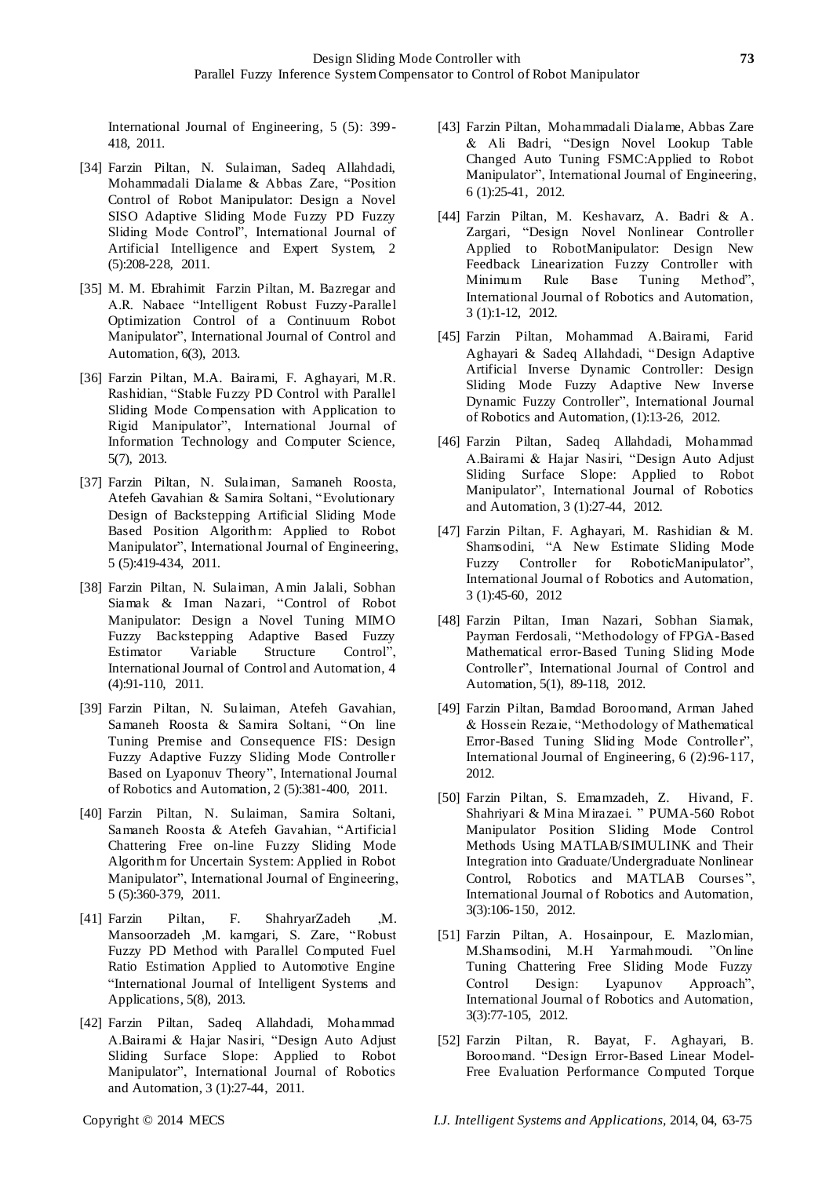International Journal of Engineering, 5 (5): 399-418, 2011.

[34] Farzin Piltan, N. Sulaiman, Sadeq Allahdadi, Mohammadali Dialame & Abbas Zare, "Position Control of Robot Manipulator: Design a Novel SISO Adaptive Sliding Mode Fuzzy PD Fuzzy Sliding Mode Control", International Journal of Artificial Intelligence and Expert System, 2 (5):208-228, 2011.

[35] M. M. Ebrahimit Farzin Piltan, M. Bazregar and A.R. Nabaee "Intelligent Robust Fuzzy-Parallel Optimization Control of a Continuum Robot Manipulator", International Journal of Control and Automation, 6(3), 2013.

[36] Farzin Piltan, M.A. Bairami, F. Aghayari, M.R. Rashidian, "Stable Fuzzy PD Control with Parallel Sliding Mode Compensation with Application to Rigid Manipulator", International Journal of Information Technology and Computer Science, 5(7), 2013.

[37] Farzin Piltan, N. Sulaiman, Samaneh Roosta, Atefeh Gavahian & Samira Soltani, "Evolutionary Design of Backstepping Artificial Sliding Mode Based Position Algorithm: Applied to Robot Manipulator", International Journal of Engineering, 5 (5):419-434, 2011.

[38] Farzin Piltan, N. Sulaiman, Amin Jalali, Sobhan Siamak & Iman Nazari, "Control of Robot Manipulator: Design a Novel Tuning MIMO Fuzzy Backstepping Adaptive Based Fuzzy Estimator Variable Structure Control", International Journal of Control and Automation, 4 (4):91-110, 2011.

[39] Farzin Piltan, N. Sulaiman, Atefeh Gavahian, Samaneh Roosta & Samira Soltani, "On line Tuning Premise and Consequence FIS: Design Fuzzy Adaptive Fuzzy Sliding Mode Controller Based on Lyaponuv Theory", International Journal of Robotics and Automation, 2 (5):381-400, 2011.

[40] Farzin Piltan, N. Sulaiman, Samira Soltani, Samaneh Roosta & Atefeh Gavahian, "Artificial Chattering Free on-line Fuzzy Sliding Mode Algorithm for Uncertain System: Applied in Robot Manipulator", International Journal of Engineering, 5 (5):360-379, 2011.

[41] Farzin Piltan, F. ShahryarZadeh ,M. Mansoorzadeh ,M. kamgari, S. Zare, "Robust Fuzzy PD Method with Parallel Computed Fuel Ratio Estimation Applied to Automotive Engine "International Journal of Intelligent Systems and Applications, 5(8), 2013.

[42] Farzin Piltan, Sadeq Allahdadi, Mohammad A.Bairami & Hajar Nasiri, "Design Auto Adjust Sliding Surface Slope: Applied to Robot Manipulator", International Journal of Robotics and Automation, 3 (1):27-44, 2011.

[43] Farzin Piltan, Mohammadali Dialame, Abbas Zare & Ali Badri, "Design Novel Lookup Table Changed Auto Tuning FSMC:Applied to Robot Manipulator", International Journal of Engineering, 6 (1):25-41, 2012.

[44] Farzin Piltan, M. Keshavarz, A. Badri & A. Zargari, "Design Novel Nonlinear Controller Applied to RobotManipulator: Design New Feedback Linearization Fuzzy Controller with Minimum Rule Base Tuning Method", International Journal of Robotics and Automation, 3 (1):1-12, 2012.

[45] Farzin Piltan, Mohammad A.Bairami, Farid Aghayari & Sadeq Allahdadi, "Design Adaptive Artificial Inverse Dynamic Controller: Design Sliding Mode Fuzzy Adaptive New Inverse Dynamic Fuzzy Controller", International Journal of Robotics and Automation, (1):13-26, 2012.

[46] Farzin Piltan, Sadeq Allahdadi, Mohammad A.Bairami & Hajar Nasiri, "Design Auto Adjust Sliding Surface Slope: Applied to Robot Manipulator", International Journal of Robotics and Automation, 3 (1):27-44, 2012.

[47] Farzin Piltan, F. Aghayari, M. Rashidian & M. Shamsodini, "A New Estimate Sliding Mode Fuzzy Controller for RoboticManipulator", International Journal of Robotics and Automation, 3 (1):45-60, 2012

[48] Farzin Piltan, Iman Nazari, Sobhan Siamak, Payman Ferdosali, "Methodology of FPGA-Based Mathematical error-Based Tuning Sliding Mode Controller", International Journal of Control and Automation, 5(1), 89-118, 2012.

[49] Farzin Piltan, Bamdad Boroomand, Arman Jahed & Hossein Rezaie, "Methodology of Mathematical Error-Based Tuning Sliding Mode Controller", International Journal of Engineering, 6 (2):96-117, 2012.

[50] Farzin Piltan, S. Emamzadeh, Z. Hivand, F. Shahriyari & Mina Mirazaei. " PUMA-560 Robot Manipulator Position Sliding Mode Control Methods Using MATLAB/SIMULINK and Their Integration into Graduate/Undergraduate Nonlinear Control, Robotics and MATLAB Courses", International Journal of Robotics and Automation, 3(3):106-150, 2012.

[51] Farzin Piltan, A. Hosainpour, E. Mazlomian, M.Shamsodini, M.H Yarmahmoudi. "Online Tuning Chattering Free Sliding Mode Fuzzy Control Design: Lyapunov Approach", International Journal of Robotics and Automation, 3(3):77-105, 2012.

[52] Farzin Piltan, R. Bayat, F. Aghayari, B. Boroomand. "Design Error-Based Linear Model-Free Evaluation Performance Computed Torque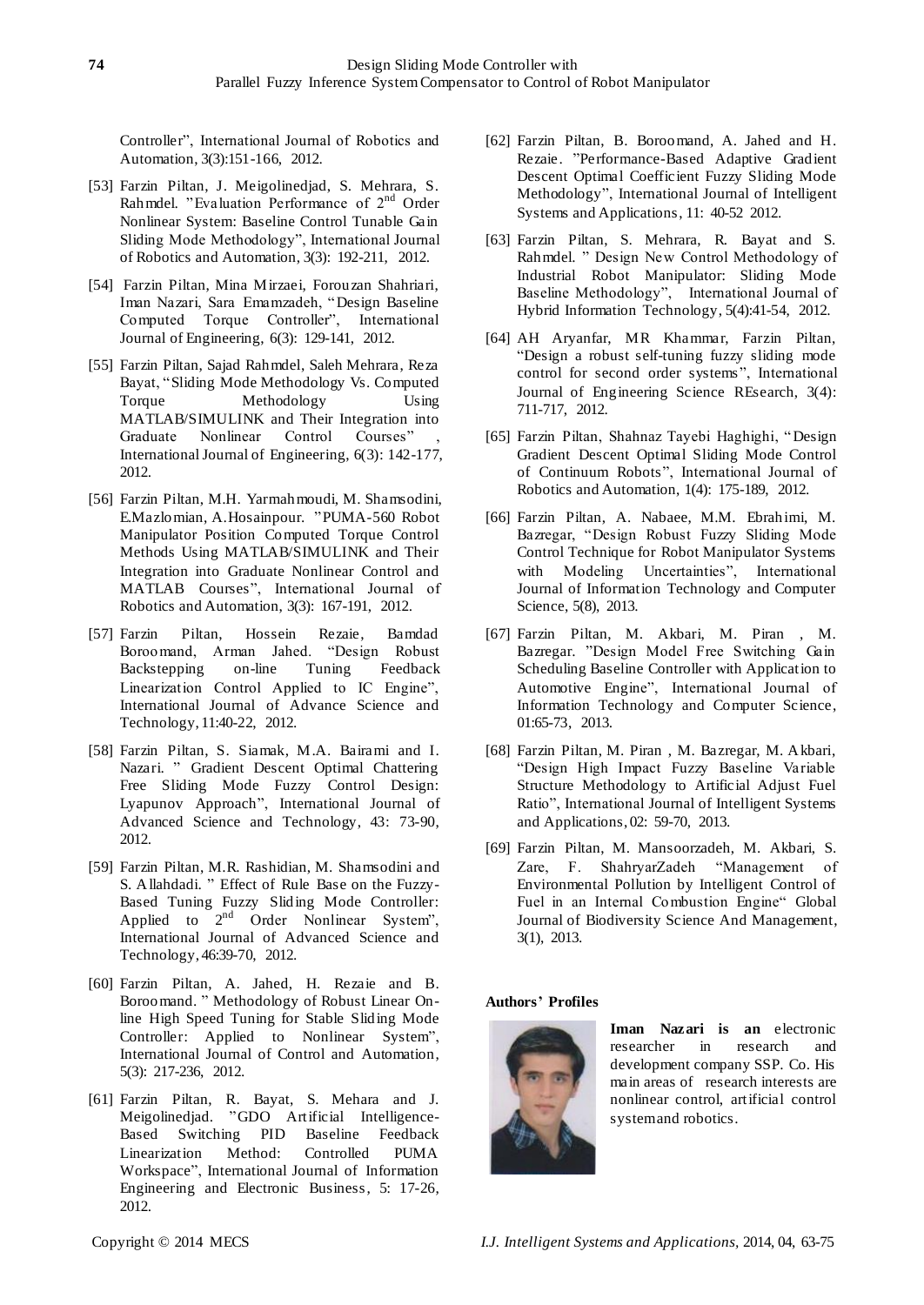Controller", International Journal of Robotics and Automation, 3(3):151-166, 2012.

[53] Farzin Piltan, J. Meigolinedjad, S. Mehrara, S. Rahmdel. "Evaluation Performance of 2nd Order Nonlinear System: Baseline Control Tunable Gain Sliding Mode Methodology", International Journal of Robotics and Automation, 3(3): 192-211, 2012.

[54] Farzin Piltan, Mina Mirzaei, Forouzan Shahriari, Iman Nazari, Sara Emamzadeh, "Design Baseline Computed Torque Controller", International Journal of Engineering, 6(3): 129-141, 2012.

[55] Farzin Piltan, Sajad Rahmdel, Saleh Mehrara, Reza Bayat, "Sliding Mode Methodology Vs. Computed Torque Methodology Using MATLAB/SIMULINK and Their Integration into Graduate Nonlinear Control Courses", International Journal of Engineering, 6(3): 142-177, 2012.

[56] Farzin Piltan, M.H. Yarmahmoudi, M. Shamsodini, E.Mazlomian, A.Hosainpour. "PUMA-560 Robot Manipulator Position Computed Torque Control Methods Using MATLAB/SIMULINK and Their Integration into Graduate Nonlinear Control and MATLAB Courses", International Journal of Robotics and Automation, 3(3): 167-191, 2012.

[57] Farzin Piltan, Hossein Rezaie, Bamdad Boroomand, Arman Jahed. "Design Robust Backstepping on-line Tuning Feedback Linearization Control Applied to IC Engine", International Journal of Advance Science and Technology, 11:40-22, 2012.

[58] Farzin Piltan, S. Siamak, M.A. Bairami and I. Nazari. " Gradient Descent Optimal Chattering Free Sliding Mode Fuzzy Control Design: Lyapunov Approach", International Journal of Advanced Science and Technology, 43: 73-90, 2012.

[59] Farzin Piltan, M.R. Rashidian, M. Shamsodini and S. Allahdadi. " Effect of Rule Base on the Fuzzy-Based Tuning Fuzzy Sliding Mode Controller: Applied to 2nd Order Nonlinear System", International Journal of Advanced Science and Technology, 46:39-70, 2012.

[60] Farzin Piltan, A. Jahed, H. Rezaie and B. Boroomand. " Methodology of Robust Linear On-line High Speed Tuning for Stable Sliding Mode Controller: Applied to Nonlinear System", International Journal of Control and Automation, 5(3): 217-236, 2012.

[61] Farzin Piltan, R. Bayat, S. Mehara and J. Meigolinedjad. "GDO Artificial Intelligence-Based Switching PID Baseline Feedback Linearization Method: Controlled PUMA Workspace", International Journal of Information Engineering and Electronic Business, 5: 17-26, 2012.

[62] Farzin Piltan, B. Boroomand, A. Jahed and H. Rezaie. "Performance-Based Adaptive Gradient Descent Optimal Coefficient Fuzzy Sliding Mode Methodology", International Journal of Intelligent Systems and Applications, 11: 40-52 2012.

[63] Farzin Piltan, S. Mehrara, R. Bayat and S. Rahmdel. " Design New Control Methodology of Industrial Robot Manipulator: Sliding Mode Baseline Methodology", International Journal of Hybrid Information Technology, 5(4):41-54, 2012.

[64] AH Aryanfar, MR Khammar, Farzin Piltan, "Design a robust self-tuning fuzzy sliding mode control for second order systems", International Journal of Engineering Science REsearch, 3(4): 711-717, 2012.

[65] Farzin Piltan, Shahnaz Tayebi Haghighi, "Design Gradient Descent Optimal Sliding Mode Control of Continuum Robots", International Journal of Robotics and Automation, 1(4): 175-189, 2012.

[66] Farzin Piltan, A. Nabaee, M.M. Ebrahimi, M. Bazregar, "Design Robust Fuzzy Sliding Mode Control Technique for Robot Manipulator Systems with Modeling Uncertainties", International Journal of Information Technology and Computer Science, 5(8), 2013.

[67] Farzin Piltan, M. Akbari, M. Piran , M. Bazregar. "Design Model Free Switching Gain Scheduling Baseline Controller with Application to Automotive Engine", International Journal of Information Technology and Computer Science, 01:65-73, 2013.

[68] Farzin Piltan, M. Piran , M. Bazregar, M. Akbari, "Design High Impact Fuzzy Baseline Variable Structure Methodology to Artificial Adjust Fuel Ratio", International Journal of Intelligent Systems and Applications, 02: 59-70, 2013.

[69] Farzin Piltan, M. Mansoorzadeh, M. Akbari, S. Zare, F. ShahryarZadeh "Management of Environmental Pollution by Intelligent Control of Fuel in an Internal Combustion Engine" Global Journal of Biodiversity Science And Management, 3(1), 2013.

**Authors' Profiles**

**Iman Nazari is an** electronic researcher in research and development company SSP. Co. His main areas of research interests are nonlinear control, artificial control system and robotics.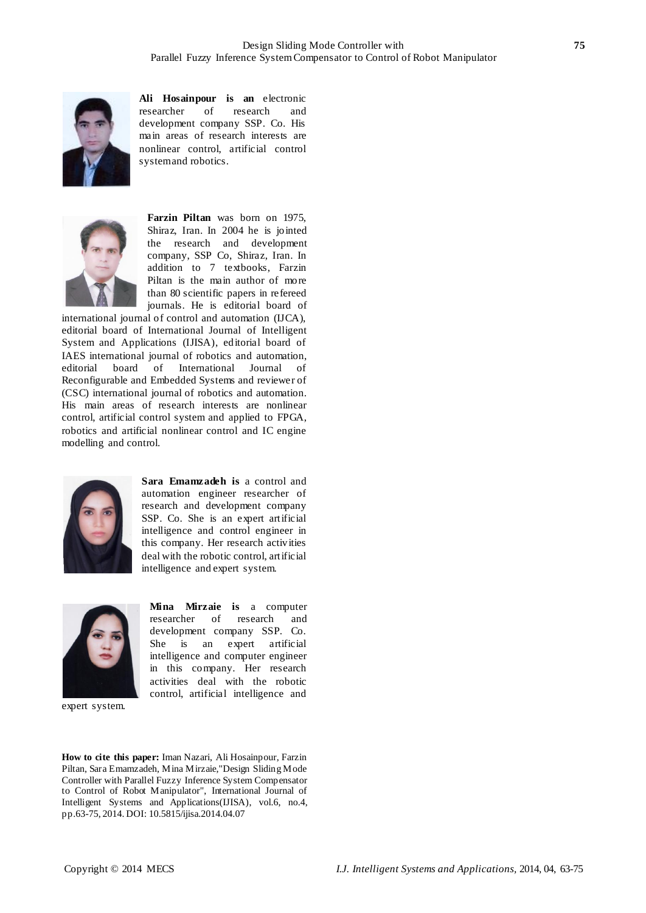**Ali Hosainpour is an** electronic researcher of research and development company SSP. Co. His main areas of research interests are nonlinear control, artificial control system and robotics.

**Farzin Piltan** was born on 1975, Shiraz, Iran. In 2004 he is jointed the research and development company, SSP Co, Shiraz, Iran. In addition to 7 textbooks, Farzin Piltan is the main author of more than 80 scientific papers in refereed journals. He is editorial board of international journal of control and automation (IJCA), editorial board of International Journal of Intelligent System and Applications (IJISA), editorial board of IAES international journal of robotics and automation, editorial board of International Journal of Reconfigurable and Embedded Systems and reviewer of (CSC) international journal of robotics and automation. His main areas of research interests are nonlinear control, artificial control system and applied to FPGA, robotics and artificial nonlinear control and IC engine modelling and control.

**Sara Emamzadeh is** a control and automation engineer researcher of research and development company SSP. Co. She is an expert artificial intelligence and control engineer in this company. Her research activities deal with the robotic control, artificial intelligence and expert system.

**Mina Mirzaie is** a computer researcher of research and development company SSP. Co. She is an expert artificial intelligence and computer engineer in this company. Her research activities deal with the robotic control, artificial intelligence and expert system.

**How to cite this paper:** Iman Nazari, Ali Hosainpour, Farzin Piltan, Sara Emamzadeh, Mina Mirzaie,"Design Sliding Mode Controller with Parallel Fuzzy Inference System Compensator to Control of Robot Manipulator", International Journal of Intelligent Systems and Applications(IJISA), vol.6, no.4, pp.63-75, 2014. DOI: 10.5815/ijisa.2014.04.07